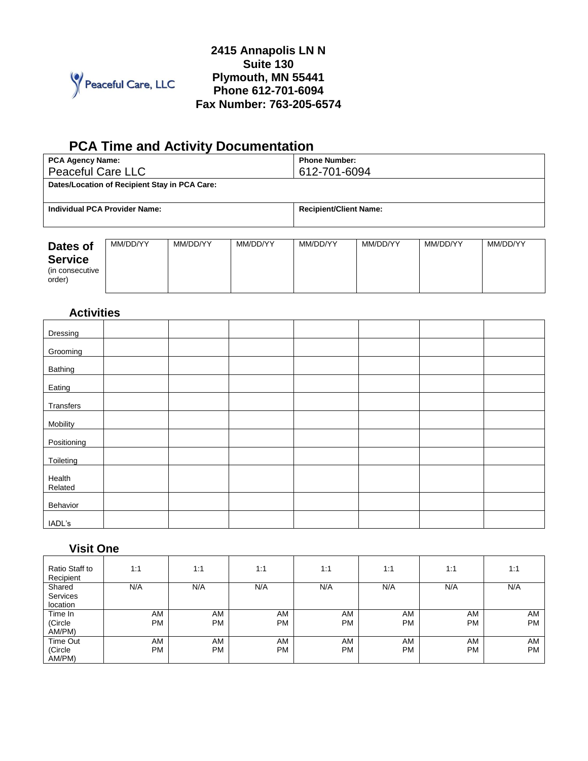Peaceful Care, LLC

**2415 Annapolis LN N**
**Suite 130**
**Plymouth, MN 55441**
**Phone 612-701-6094**
**Fax Number: 763-205-6574**

## PCA Time and Activity Documentation

| **PCA Agency Name:** Peaceful Care LLC | **Phone Number:** 612-701-6094 |
|---|---|
| **Dates/Location of Recipient Stay in PCA Care:** | |
| **Individual PCA Provider Name:** | **Recipient/Client Name:** |

| **Dates of Service** (in consecutive order) | MM/DD/YY | MM/DD/YY | MM/DD/YY | MM/DD/YY | MM/DD/YY | MM/DD/YY | MM/DD/YY |
|---|---|---|---|---|---|---|---|

### Activities

| | | | | | | | |
|---|---|---|---|---|---|---|---|
| Dressing | | | | | | | |
| Grooming | | | | | | | |
| Bathing | | | | | | | |
| Eating | | | | | | | |
| Transfers | | | | | | | |
| Mobility | | | | | | | |
| Positioning | | | | | | | |
| Toileting | | | | | | | |
| Health Related | | | | | | | |
| Behavior | | | | | | | |
| IADL's | | | | | | | |

### Visit One

| | | | | | | | |
|---|---|---|---|---|---|---|---|
| Ratio Staff to Recipient | 1:1 | 1:1 | 1:1 | 1:1 | 1:1 | 1:1 | 1:1 |
| Shared Services location | N/A | N/A | N/A | N/A | N/A | N/A | N/A |
| Time In (Circle AM/PM) | AM PM | AM PM | AM PM | AM PM | AM PM | AM PM | AM PM |
| Time Out (Circle AM/PM) | AM PM | AM PM | AM PM | AM PM | AM PM | AM PM | AM PM |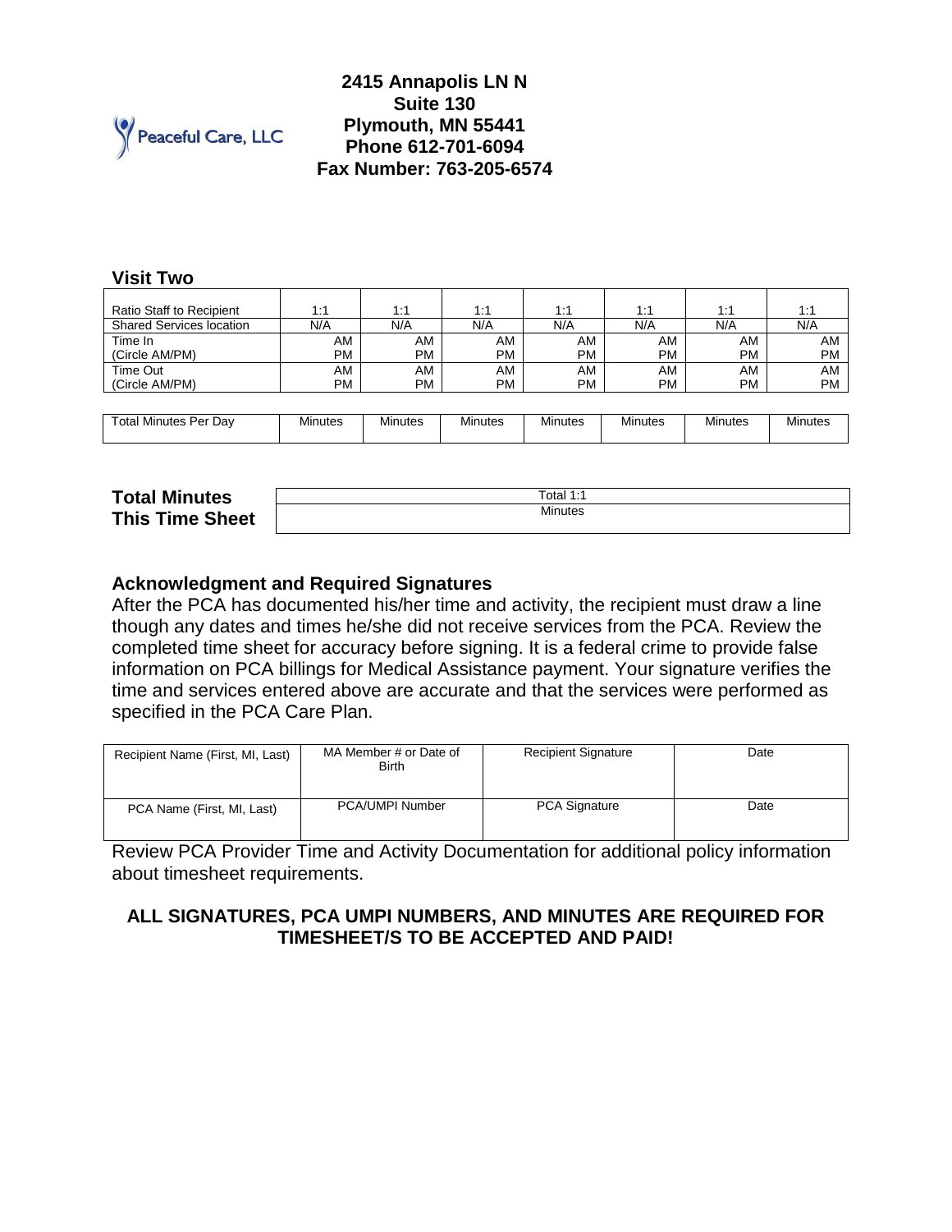Peaceful Care, LLC

**2415 Annapolis LN N**
**Suite 130**
**Plymouth, MN 55441**
**Phone 612-701-6094**
**Fax Number: 763-205-6574**

## Visit Two

| | | | | | | | |
|---|---|---|---|---|---|---|---|
| Ratio Staff to Recipient | 1:1 | 1:1 | 1:1 | 1:1 | 1:1 | 1:1 | 1:1 |
| Shared Services location | N/A | N/A | N/A | N/A | N/A | N/A | N/A |
| Time In (Circle AM/PM) | AM PM | AM PM | AM PM | AM PM | AM PM | AM PM | AM PM |
| Time Out (Circle AM/PM) | AM PM | AM PM | AM PM | AM PM | AM PM | AM PM | AM PM |

| | | | | | | | |
|---|---|---|---|---|---|---|---|
| Total Minutes Per Day | Minutes | Minutes | Minutes | Minutes | Minutes | Minutes | Minutes |

| | |
|---|---|
| **Total Minutes This Time Sheet** | Total 1:1 Minutes |

### Acknowledgment and Required Signatures

After the PCA has documented his/her time and activity, the recipient must draw a line though any dates and times he/she did not receive services from the PCA. Review the completed time sheet for accuracy before signing. It is a federal crime to provide false information on PCA billings for Medical Assistance payment. Your signature verifies the time and services entered above are accurate and that the services were performed as specified in the PCA Care Plan.

| | | | |
|---|---|---|---|
| Recipient Name (First, MI, Last) | MA Member # or Date of Birth | Recipient Signature | Date |
| PCA Name (First, MI, Last) | PCA/UMPI Number | PCA Signature | Date |

Review PCA Provider Time and Activity Documentation for additional policy information about timesheet requirements.

**ALL SIGNATURES, PCA UMPI NUMBERS, AND MINUTES ARE REQUIRED FOR TIMESHEET/S TO BE ACCEPTED AND PAID!**